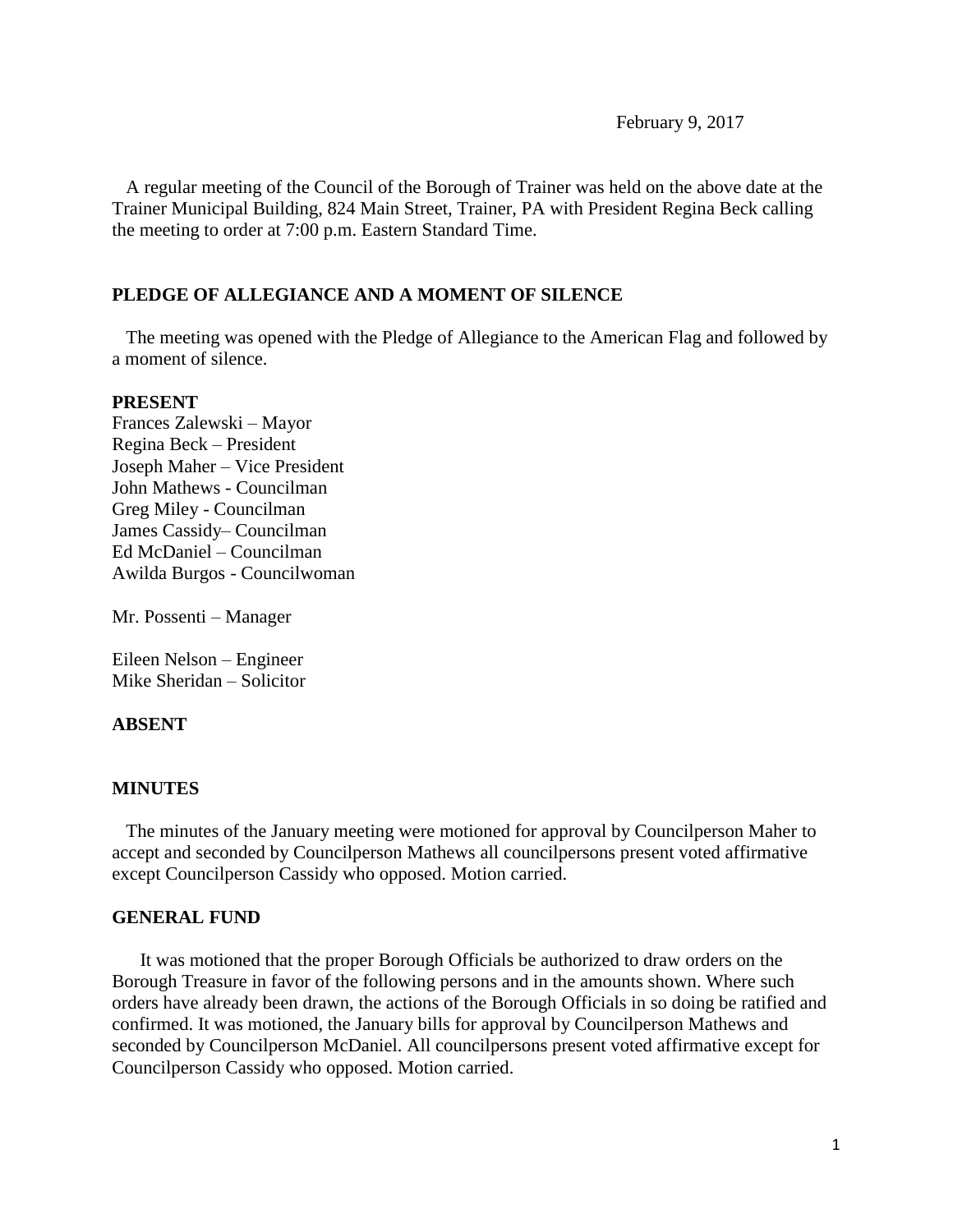February 9, 2017

A regular meeting of the Council of the Borough of Trainer was held on the above date at the Trainer Municipal Building, 824 Main Street, Trainer, PA with President Regina Beck calling the meeting to order at 7:00 p.m. Eastern Standard Time.

## PLEDGE OF ALLEGIANCE AND A MOMENT OF SILENCE

The meeting was opened with the Pledge of Allegiance to the American Flag and followed by a moment of silence.

## PRESENT

Frances Zalewski – Mayor
Regina Beck – President
Joseph Maher – Vice President
John Mathews - Councilman
Greg Miley - Councilman
James Cassidy– Councilman
Ed McDaniel – Councilman
Awilda Burgos - Councilwoman

Mr. Possenti – Manager

Eileen Nelson – Engineer
Mike Sheridan – Solicitor

## ABSENT

## MINUTES

The minutes of the January meeting were motioned for approval by Councilperson Maher to accept and seconded by Councilperson Mathews all councilpersons present voted affirmative except Councilperson Cassidy who opposed. Motion carried.

## GENERAL FUND

It was motioned that the proper Borough Officials be authorized to draw orders on the Borough Treasure in favor of the following persons and in the amounts shown. Where such orders have already been drawn, the actions of the Borough Officials in so doing be ratified and confirmed. It was motioned, the January bills for approval by Councilperson Mathews and seconded by Councilperson McDaniel. All councilpersons present voted affirmative except for Councilperson Cassidy who opposed. Motion carried.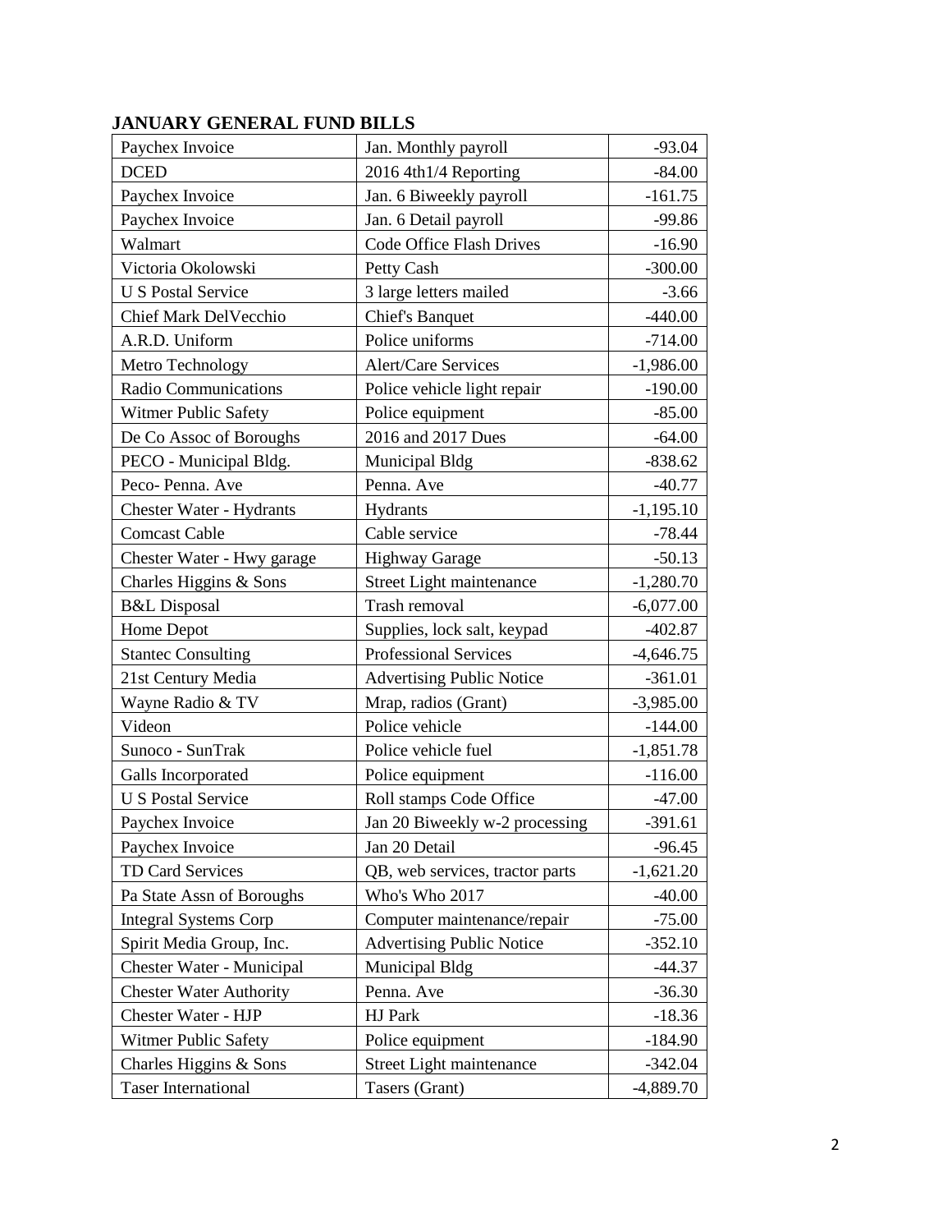**JANUARY GENERAL FUND BILLS**

| | | |
|---|---|---:|
| Paychex Invoice | Jan. Monthly payroll | -93.04 |
| DCED | 2016 4th1/4 Reporting | -84.00 |
| Paychex Invoice | Jan. 6 Biweekly payroll | -161.75 |
| Paychex Invoice | Jan. 6 Detail payroll | -99.86 |
| Walmart | Code Office Flash Drives | -16.90 |
| Victoria Okolowski | Petty Cash | -300.00 |
| U S Postal Service | 3 large letters mailed | -3.66 |
| Chief Mark DelVecchio | Chief's Banquet | -440.00 |
| A.R.D. Uniform | Police uniforms | -714.00 |
| Metro Technology | Alert/Care Services | -1,986.00 |
| Radio Communications | Police vehicle light repair | -190.00 |
| Witmer Public Safety | Police equipment | -85.00 |
| De Co Assoc of Boroughs | 2016 and 2017 Dues | -64.00 |
| PECO - Municipal Bldg. | Municipal Bldg | -838.62 |
| Peco- Penna. Ave | Penna. Ave | -40.77 |
| Chester Water - Hydrants | Hydrants | -1,195.10 |
| Comcast Cable | Cable service | -78.44 |
| Chester Water - Hwy garage | Highway Garage | -50.13 |
| Charles Higgins & Sons | Street Light maintenance | -1,280.70 |
| B&L Disposal | Trash removal | -6,077.00 |
| Home Depot | Supplies, lock salt, keypad | -402.87 |
| Stantec Consulting | Professional Services | -4,646.75 |
| 21st Century Media | Advertising Public Notice | -361.01 |
| Wayne Radio & TV | Mrap, radios (Grant) | -3,985.00 |
| Videon | Police vehicle | -144.00 |
| Sunoco - SunTrak | Police vehicle fuel | -1,851.78 |
| Galls Incorporated | Police equipment | -116.00 |
| U S Postal Service | Roll stamps Code Office | -47.00 |
| Paychex Invoice | Jan 20 Biweekly w-2 processing | -391.61 |
| Paychex Invoice | Jan 20 Detail | -96.45 |
| TD Card Services | QB, web services, tractor parts | -1,621.20 |
| Pa State Assn of Boroughs | Who's Who 2017 | -40.00 |
| Integral Systems Corp | Computer maintenance/repair | -75.00 |
| Spirit Media Group, Inc. | Advertising Public Notice | -352.10 |
| Chester Water - Municipal | Municipal Bldg | -44.37 |
| Chester Water Authority | Penna. Ave | -36.30 |
| Chester Water - HJP | HJ Park | -18.36 |
| Witmer Public Safety | Police equipment | -184.90 |
| Charles Higgins & Sons | Street Light maintenance | -342.04 |
| Taser International | Tasers (Grant) | -4,889.70 |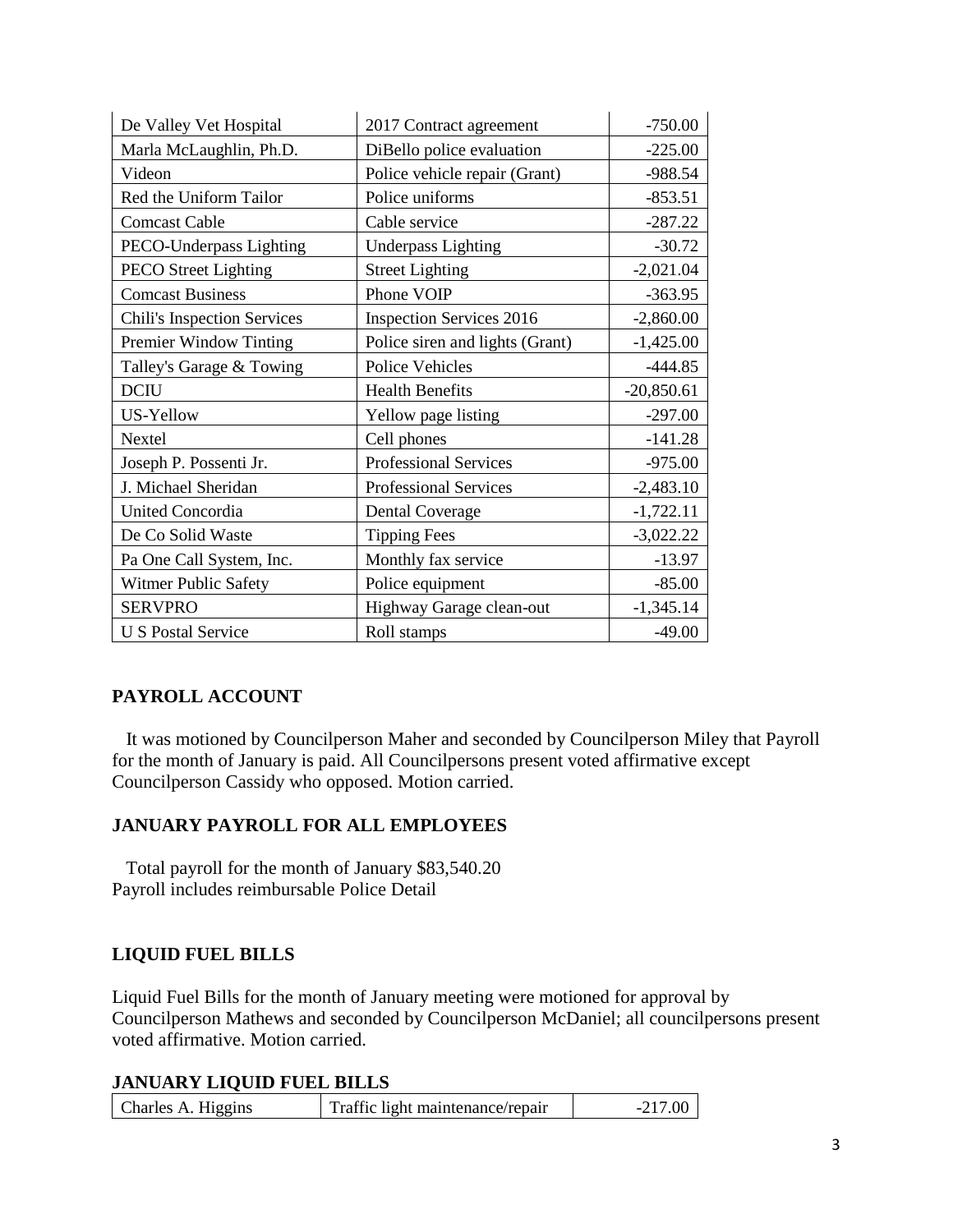| | | |
|---|---|---|
| De Valley Vet Hospital | 2017 Contract agreement | -750.00 |
| Marla McLaughlin, Ph.D. | DiBello police evaluation | -225.00 |
| Videon | Police vehicle repair (Grant) | -988.54 |
| Red the Uniform Tailor | Police uniforms | -853.51 |
| Comcast Cable | Cable service | -287.22 |
| PECO-Underpass Lighting | Underpass Lighting | -30.72 |
| PECO Street Lighting | Street Lighting | -2,021.04 |
| Comcast Business | Phone VOIP | -363.95 |
| Chili's Inspection Services | Inspection Services 2016 | -2,860.00 |
| Premier Window Tinting | Police siren and lights (Grant) | -1,425.00 |
| Talley's Garage & Towing | Police Vehicles | -444.85 |
| DCIU | Health Benefits | -20,850.61 |
| US-Yellow | Yellow page listing | -297.00 |
| Nextel | Cell phones | -141.28 |
| Joseph P. Possenti Jr. | Professional Services | -975.00 |
| J. Michael Sheridan | Professional Services | -2,483.10 |
| United Concordia | Dental Coverage | -1,722.11 |
| De Co Solid Waste | Tipping Fees | -3,022.22 |
| Pa One Call System, Inc. | Monthly fax service | -13.97 |
| Witmer Public Safety | Police equipment | -85.00 |
| SERVPRO | Highway Garage clean-out | -1,345.14 |
| U S Postal Service | Roll stamps | -49.00 |

**PAYROLL ACCOUNT**

It was motioned by Councilperson Maher and seconded by Councilperson Miley that Payroll for the month of January is paid. All Councilpersons present voted affirmative except Councilperson Cassidy who opposed. Motion carried.

**JANUARY PAYROLL FOR ALL EMPLOYEES**

Total payroll for the month of January $83,540.20
Payroll includes reimbursable Police Detail

**LIQUID FUEL BILLS**

Liquid Fuel Bills for the month of January meeting were motioned for approval by Councilperson Mathews and seconded by Councilperson McDaniel; all councilpersons present voted affirmative. Motion carried.

**JANUARY LIQUID FUEL BILLS**

| | | |
|---|---|---|
| Charles A. Higgins | Traffic light maintenance/repair | -217.00 |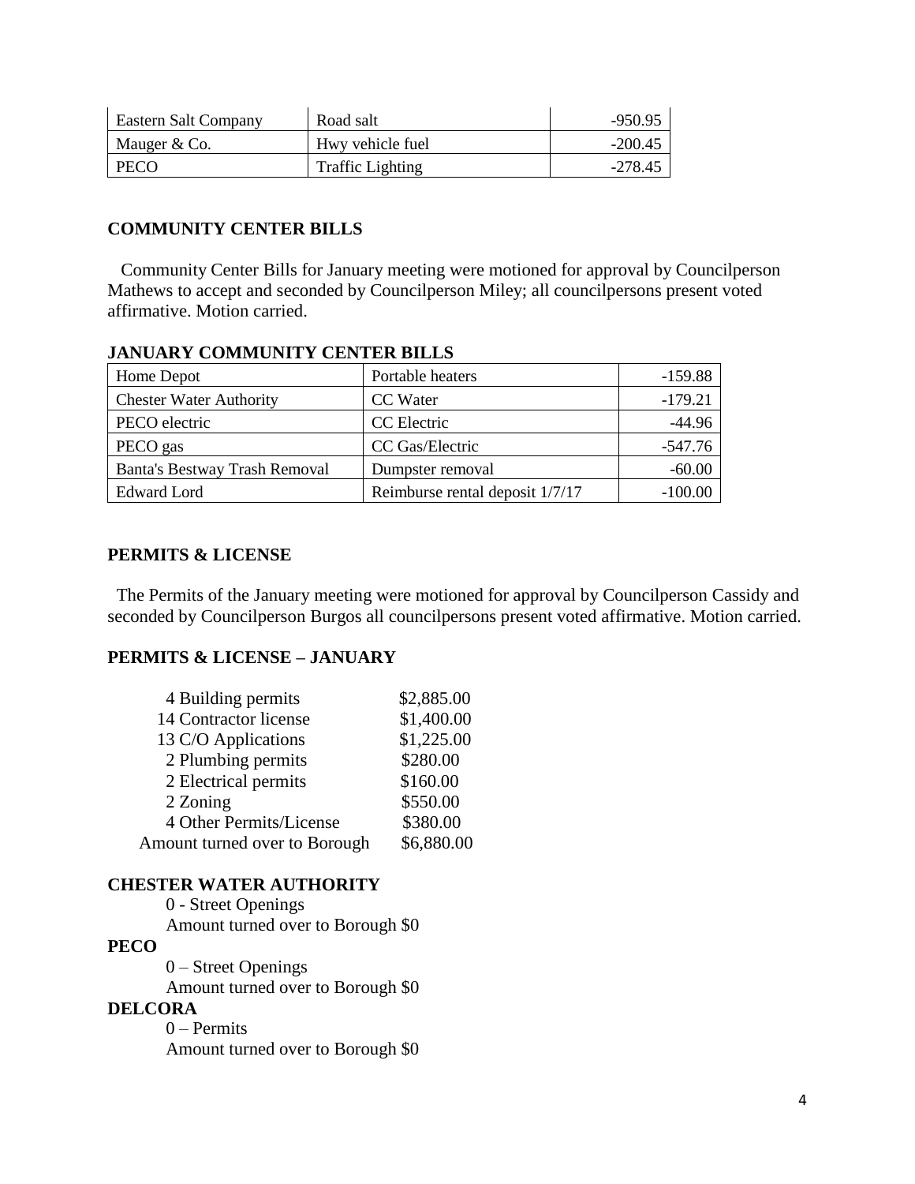| Eastern Salt Company | Road salt | -950.95 |
|---|---|---|
| Mauger & Co. | Hwy vehicle fuel | -200.45 |
| PECO | Traffic Lighting | -278.45 |

## COMMUNITY CENTER BILLS

Community Center Bills for January meeting were motioned for approval by Councilperson Mathews to accept and seconded by Councilperson Miley; all councilpersons present voted affirmative. Motion carried.

## JANUARY COMMUNITY CENTER BILLS

| Home Depot | Portable heaters | -159.88 |
|---|---|---|
| Chester Water Authority | CC Water | -179.21 |
| PECO electric | CC Electric | -44.96 |
| PECO gas | CC Gas/Electric | -547.76 |
| Banta's Bestway Trash Removal | Dumpster removal | -60.00 |
| Edward Lord | Reimburse rental deposit 1/7/17 | -100.00 |

## PERMITS & LICENSE

The Permits of the January meeting were motioned for approval by Councilperson Cassidy and seconded by Councilperson Burgos all councilpersons present voted affirmative. Motion carried.

## PERMITS & LICENSE – JANUARY

| | |
|---|---|
| 4 Building permits | $2,885.00 |
| 14 Contractor license | $1,400.00 |
| 13 C/O Applications | $1,225.00 |
| 2 Plumbing permits | $280.00 |
| 2 Electrical permits | $160.00 |
| 2 Zoning | $550.00 |
| 4 Other Permits/License | $380.00 |
| Amount turned over to Borough | $6,880.00 |

**CHESTER WATER AUTHORITY**

0 - Street Openings

Amount turned over to Borough $0

**PECO**

0 – Street Openings

Amount turned over to Borough $0

**DELCORA**

0 – Permits

Amount turned over to Borough $0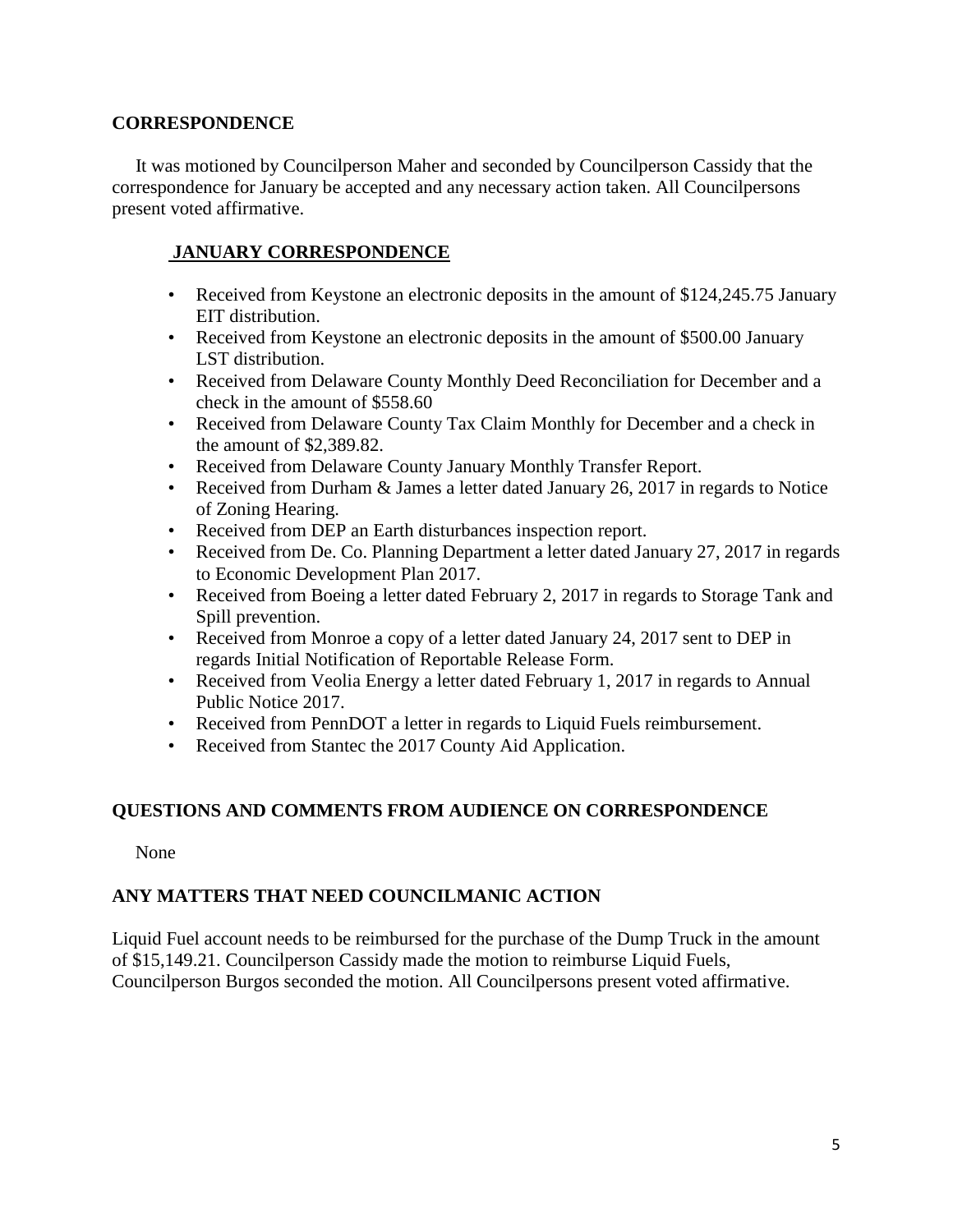## CORRESPONDENCE

It was motioned by Councilperson Maher and seconded by Councilperson Cassidy that the correspondence for January be accepted and any necessary action taken. All Councilpersons present voted affirmative.

### JANUARY CORRESPONDENCE

- Received from Keystone an electronic deposits in the amount of $124,245.75 January EIT distribution.
- Received from Keystone an electronic deposits in the amount of $500.00 January LST distribution.
- Received from Delaware County Monthly Deed Reconciliation for December and a check in the amount of $558.60
- Received from Delaware County Tax Claim Monthly for December and a check in the amount of $2,389.82.
- Received from Delaware County January Monthly Transfer Report.
- Received from Durham & James a letter dated January 26, 2017 in regards to Notice of Zoning Hearing.
- Received from DEP an Earth disturbances inspection report.
- Received from De. Co. Planning Department a letter dated January 27, 2017 in regards to Economic Development Plan 2017.
- Received from Boeing a letter dated February 2, 2017 in regards to Storage Tank and Spill prevention.
- Received from Monroe a copy of a letter dated January 24, 2017 sent to DEP in regards Initial Notification of Reportable Release Form.
- Received from Veolia Energy a letter dated February 1, 2017 in regards to Annual Public Notice 2017.
- Received from PennDOT a letter in regards to Liquid Fuels reimbursement.
- Received from Stantec the 2017 County Aid Application.

## QUESTIONS AND COMMENTS FROM AUDIENCE ON CORRESPONDENCE

None

## ANY MATTERS THAT NEED COUNCILMANIC ACTION

Liquid Fuel account needs to be reimbursed for the purchase of the Dump Truck in the amount of $15,149.21. Councilperson Cassidy made the motion to reimburse Liquid Fuels, Councilperson Burgos seconded the motion. All Councilpersons present voted affirmative.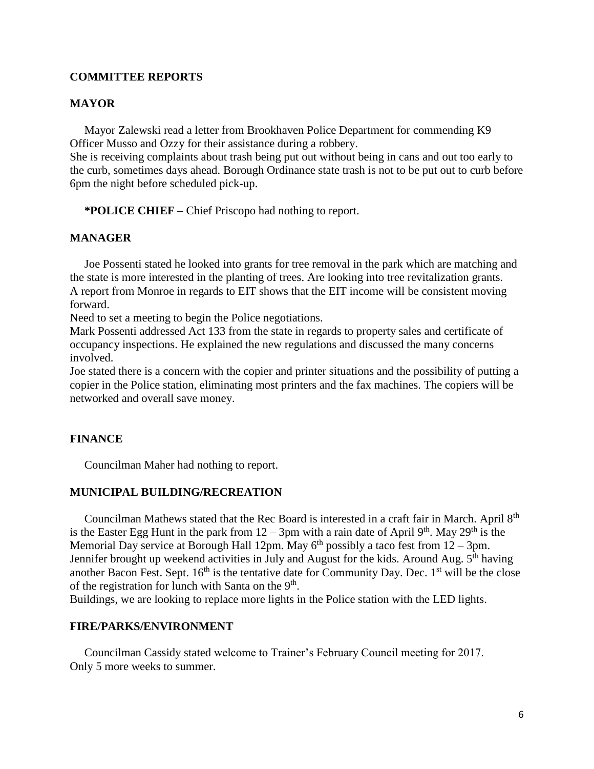## COMMITTEE REPORTS

### MAYOR

Mayor Zalewski read a letter from Brookhaven Police Department for commending K9 Officer Musso and Ozzy for their assistance during a robbery.
She is receiving complaints about trash being put out without being in cans and out too early to the curb, sometimes days ahead. Borough Ordinance state trash is not to be put out to curb before 6pm the night before scheduled pick-up.

**\*POLICE CHIEF –** Chief Priscopo had nothing to report.

### MANAGER

Joe Possenti stated he looked into grants for tree removal in the park which are matching and the state is more interested in the planting of trees. Are looking into tree revitalization grants.
A report from Monroe in regards to EIT shows that the EIT income will be consistent moving forward.
Need to set a meeting to begin the Police negotiations.
Mark Possenti addressed Act 133 from the state in regards to property sales and certificate of occupancy inspections. He explained the new regulations and discussed the many concerns involved.
Joe stated there is a concern with the copier and printer situations and the possibility of putting a copier in the Police station, eliminating most printers and the fax machines. The copiers will be networked and overall save money.

### FINANCE

Councilman Maher had nothing to report.

### MUNICIPAL BUILDING/RECREATION

Councilman Mathews stated that the Rec Board is interested in a craft fair in March. April 8th is the Easter Egg Hunt in the park from 12 – 3pm with a rain date of April 9th. May 29th is the Memorial Day service at Borough Hall 12pm. May 6th possibly a taco fest from 12 – 3pm. Jennifer brought up weekend activities in July and August for the kids. Around Aug. 5th having another Bacon Fest. Sept. 16th is the tentative date for Community Day. Dec. 1st will be the close of the registration for lunch with Santa on the 9th.
Buildings, we are looking to replace more lights in the Police station with the LED lights.

### FIRE/PARKS/ENVIRONMENT

Councilman Cassidy stated welcome to Trainer's February Council meeting for 2017.
Only 5 more weeks to summer.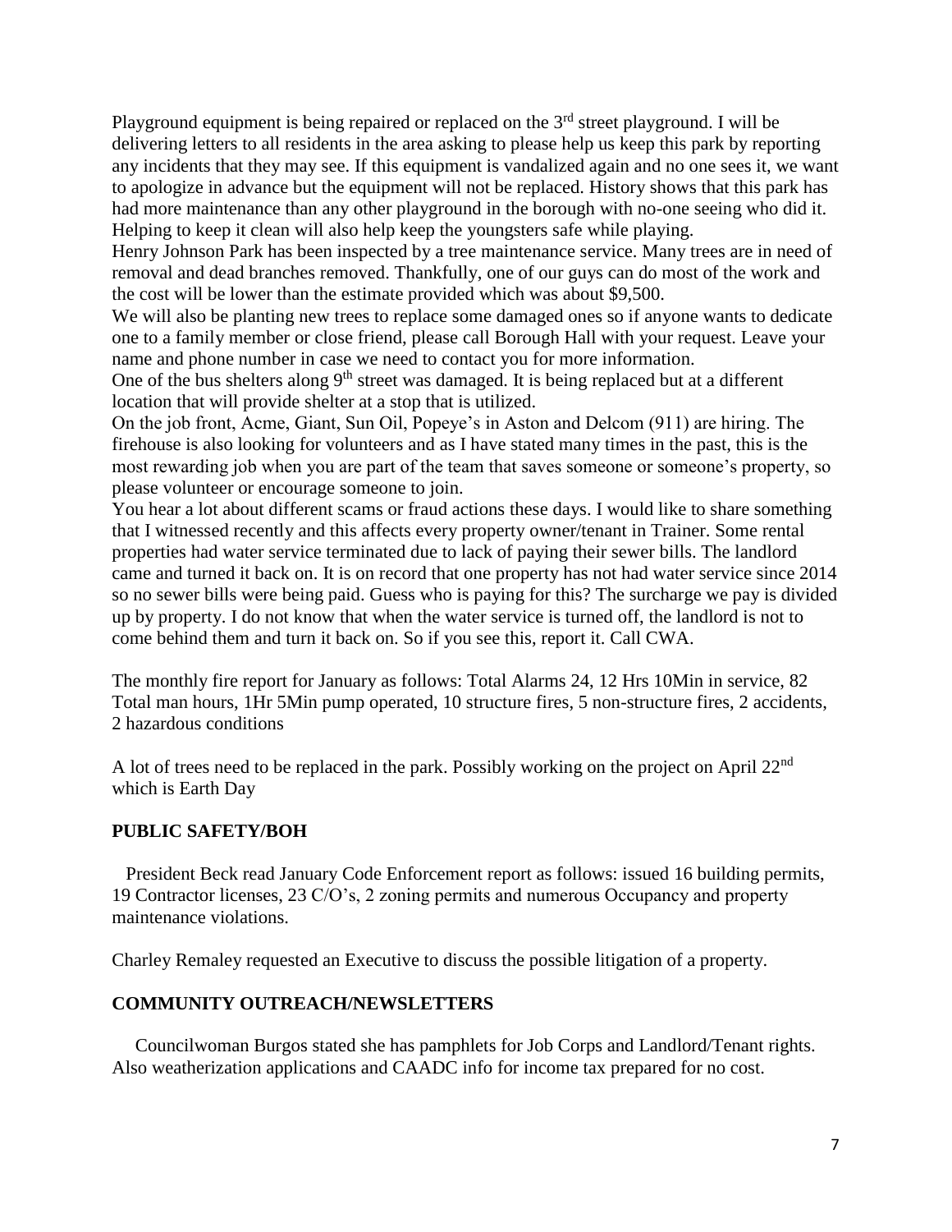Playground equipment is being repaired or replaced on the 3rd street playground. I will be delivering letters to all residents in the area asking to please help us keep this park by reporting any incidents that they may see. If this equipment is vandalized again and no one sees it, we want to apologize in advance but the equipment will not be replaced. History shows that this park has had more maintenance than any other playground in the borough with no-one seeing who did it. Helping to keep it clean will also help keep the youngsters safe while playing.

Henry Johnson Park has been inspected by a tree maintenance service. Many trees are in need of removal and dead branches removed. Thankfully, one of our guys can do most of the work and the cost will be lower than the estimate provided which was about $9,500.

We will also be planting new trees to replace some damaged ones so if anyone wants to dedicate one to a family member or close friend, please call Borough Hall with your request. Leave your name and phone number in case we need to contact you for more information.

One of the bus shelters along 9th street was damaged. It is being replaced but at a different location that will provide shelter at a stop that is utilized.

On the job front, Acme, Giant, Sun Oil, Popeye's in Aston and Delcom (911) are hiring. The firehouse is also looking for volunteers and as I have stated many times in the past, this is the most rewarding job when you are part of the team that saves someone or someone's property, so please volunteer or encourage someone to join.

You hear a lot about different scams or fraud actions these days. I would like to share something that I witnessed recently and this affects every property owner/tenant in Trainer. Some rental properties had water service terminated due to lack of paying their sewer bills. The landlord came and turned it back on. It is on record that one property has not had water service since 2014 so no sewer bills were being paid. Guess who is paying for this? The surcharge we pay is divided up by property. I do not know that when the water service is turned off, the landlord is not to come behind them and turn it back on. So if you see this, report it. Call CWA.

The monthly fire report for January as follows: Total Alarms 24, 12 Hrs 10Min in service, 82 Total man hours, 1Hr 5Min pump operated, 10 structure fires, 5 non-structure fires, 2 accidents, 2 hazardous conditions

A lot of trees need to be replaced in the park. Possibly working on the project on April 22nd which is Earth Day

## PUBLIC SAFETY/BOH

President Beck read January Code Enforcement report as follows: issued 16 building permits, 19 Contractor licenses, 23 C/O's, 2 zoning permits and numerous Occupancy and property maintenance violations.

Charley Remaley requested an Executive to discuss the possible litigation of a property.

## COMMUNITY OUTREACH/NEWSLETTERS

Councilwoman Burgos stated she has pamphlets for Job Corps and Landlord/Tenant rights. Also weatherization applications and CAADC info for income tax prepared for no cost.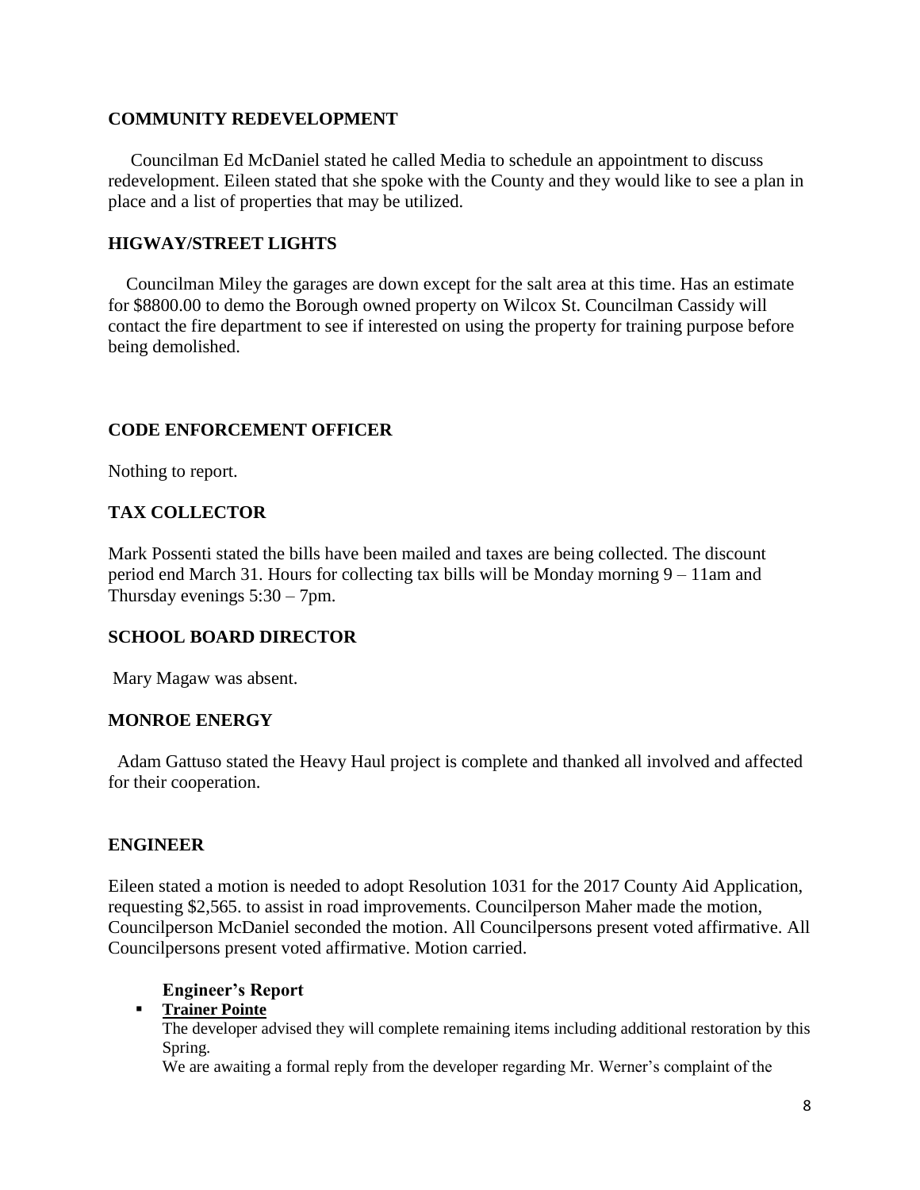## COMMUNITY REDEVELOPMENT

Councilman Ed McDaniel stated he called Media to schedule an appointment to discuss redevelopment. Eileen stated that she spoke with the County and they would like to see a plan in place and a list of properties that may be utilized.

## HIGWAY/STREET LIGHTS

Councilman Miley the garages are down except for the salt area at this time. Has an estimate for $8800.00 to demo the Borough owned property on Wilcox St. Councilman Cassidy will contact the fire department to see if interested on using the property for training purpose before being demolished.

## CODE ENFORCEMENT OFFICER

Nothing to report.

## TAX COLLECTOR

Mark Possenti stated the bills have been mailed and taxes are being collected. The discount period end March 31. Hours for collecting tax bills will be Monday morning 9 – 11am and Thursday evenings 5:30 – 7pm.

## SCHOOL BOARD DIRECTOR

Mary Magaw was absent.

## MONROE ENERGY

Adam Gattuso stated the Heavy Haul project is complete and thanked all involved and affected for their cooperation.

## ENGINEER

Eileen stated a motion is needed to adopt Resolution 1031 for the 2017 County Aid Application, requesting $2,565. to assist in road improvements. Councilperson Maher made the motion, Councilperson McDaniel seconded the motion. All Councilpersons present voted affirmative. All Councilpersons present voted affirmative. Motion carried.

### Engineer's Report

- **Trainer Pointe**

  The developer advised they will complete remaining items including additional restoration by this Spring.

  We are awaiting a formal reply from the developer regarding Mr. Werner's complaint of the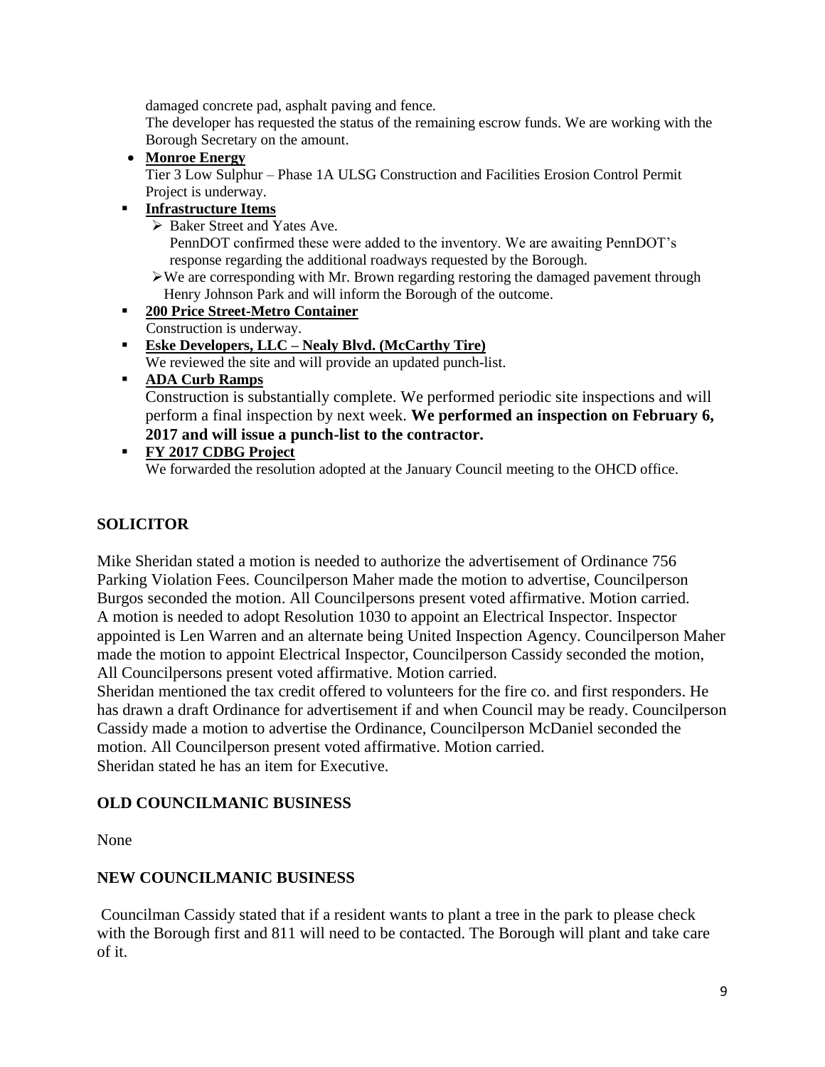damaged concrete pad, asphalt paving and fence.
The developer has requested the status of the remaining escrow funds. We are working with the Borough Secretary on the amount.

- **Monroe Energy**
  Tier 3 Low Sulphur – Phase 1A ULSG Construction and Facilities Erosion Control Permit Project is underway.

- **Infrastructure Items**
  - Baker Street and Yates Ave.
    PennDOT confirmed these were added to the inventory. We are awaiting PennDOT's response regarding the additional roadways requested by the Borough.
  - We are corresponding with Mr. Brown regarding restoring the damaged pavement through Henry Johnson Park and will inform the Borough of the outcome.

- **200 Price Street-Metro Container**
  Construction is underway.

- **Eske Developers, LLC – Nealy Blvd. (McCarthy Tire)**
  We reviewed the site and will provide an updated punch-list.

- **ADA Curb Ramps**
  Construction is substantially complete. We performed periodic site inspections and will perform a final inspection by next week. **We performed an inspection on February 6, 2017 and will issue a punch-list to the contractor.**

- **FY 2017 CDBG Project**
  We forwarded the resolution adopted at the January Council meeting to the OHCD office.

## SOLICITOR

Mike Sheridan stated a motion is needed to authorize the advertisement of Ordinance 756 Parking Violation Fees. Councilperson Maher made the motion to advertise, Councilperson Burgos seconded the motion. All Councilpersons present voted affirmative. Motion carried.
A motion is needed to adopt Resolution 1030 to appoint an Electrical Inspector. Inspector appointed is Len Warren and an alternate being United Inspection Agency. Councilperson Maher made the motion to appoint Electrical Inspector, Councilperson Cassidy seconded the motion, All Councilpersons present voted affirmative. Motion carried.
Sheridan mentioned the tax credit offered to volunteers for the fire co. and first responders. He has drawn a draft Ordinance for advertisement if and when Council may be ready. Councilperson Cassidy made a motion to advertise the Ordinance, Councilperson McDaniel seconded the motion. All Councilperson present voted affirmative. Motion carried.
Sheridan stated he has an item for Executive.

## OLD COUNCILMANIC BUSINESS

None

## NEW COUNCILMANIC BUSINESS

Councilman Cassidy stated that if a resident wants to plant a tree in the park to please check with the Borough first and 811 will need to be contacted. The Borough will plant and take care of it.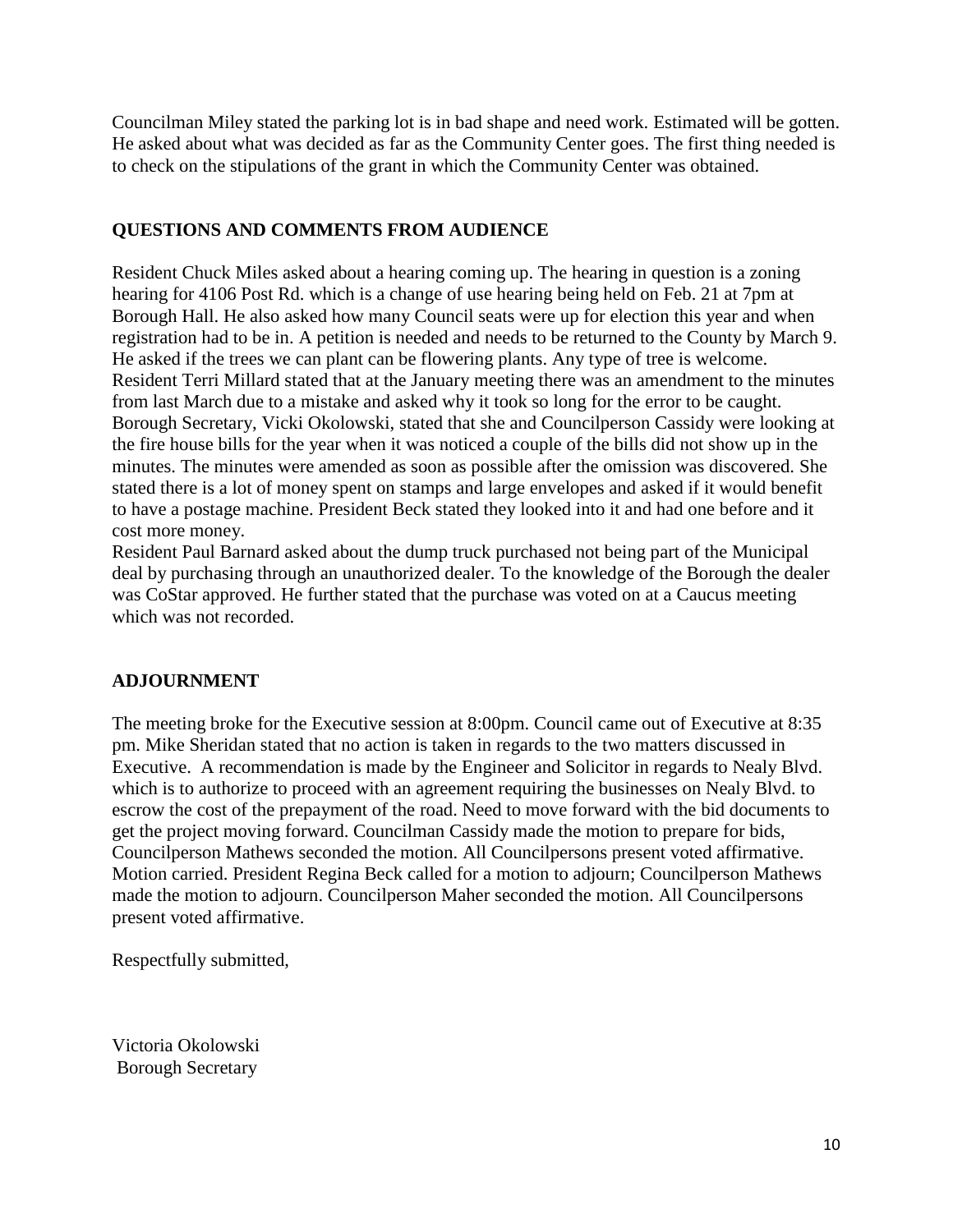Councilman Miley stated the parking lot is in bad shape and need work. Estimated will be gotten. He asked about what was decided as far as the Community Center goes. The first thing needed is to check on the stipulations of the grant in which the Community Center was obtained.

## QUESTIONS AND COMMENTS FROM AUDIENCE

Resident Chuck Miles asked about a hearing coming up. The hearing in question is a zoning hearing for 4106 Post Rd. which is a change of use hearing being held on Feb. 21 at 7pm at Borough Hall. He also asked how many Council seats were up for election this year and when registration had to be in. A petition is needed and needs to be returned to the County by March 9. He asked if the trees we can plant can be flowering plants. Any type of tree is welcome.
Resident Terri Millard stated that at the January meeting there was an amendment to the minutes from last March due to a mistake and asked why it took so long for the error to be caught. Borough Secretary, Vicki Okolowski, stated that she and Councilperson Cassidy were looking at the fire house bills for the year when it was noticed a couple of the bills did not show up in the minutes. The minutes were amended as soon as possible after the omission was discovered. She stated there is a lot of money spent on stamps and large envelopes and asked if it would benefit to have a postage machine. President Beck stated they looked into it and had one before and it cost more money.
Resident Paul Barnard asked about the dump truck purchased not being part of the Municipal deal by purchasing through an unauthorized dealer. To the knowledge of the Borough the dealer was CoStar approved. He further stated that the purchase was voted on at a Caucus meeting which was not recorded.

## ADJOURNMENT

The meeting broke for the Executive session at 8:00pm. Council came out of Executive at 8:35 pm. Mike Sheridan stated that no action is taken in regards to the two matters discussed in Executive. A recommendation is made by the Engineer and Solicitor in regards to Nealy Blvd. which is to authorize to proceed with an agreement requiring the businesses on Nealy Blvd. to escrow the cost of the prepayment of the road. Need to move forward with the bid documents to get the project moving forward. Councilman Cassidy made the motion to prepare for bids, Councilperson Mathews seconded the motion. All Councilpersons present voted affirmative. Motion carried. President Regina Beck called for a motion to adjourn; Councilperson Mathews made the motion to adjourn. Councilperson Maher seconded the motion. All Councilpersons present voted affirmative.

Respectfully submitted,

Victoria Okolowski
Borough Secretary